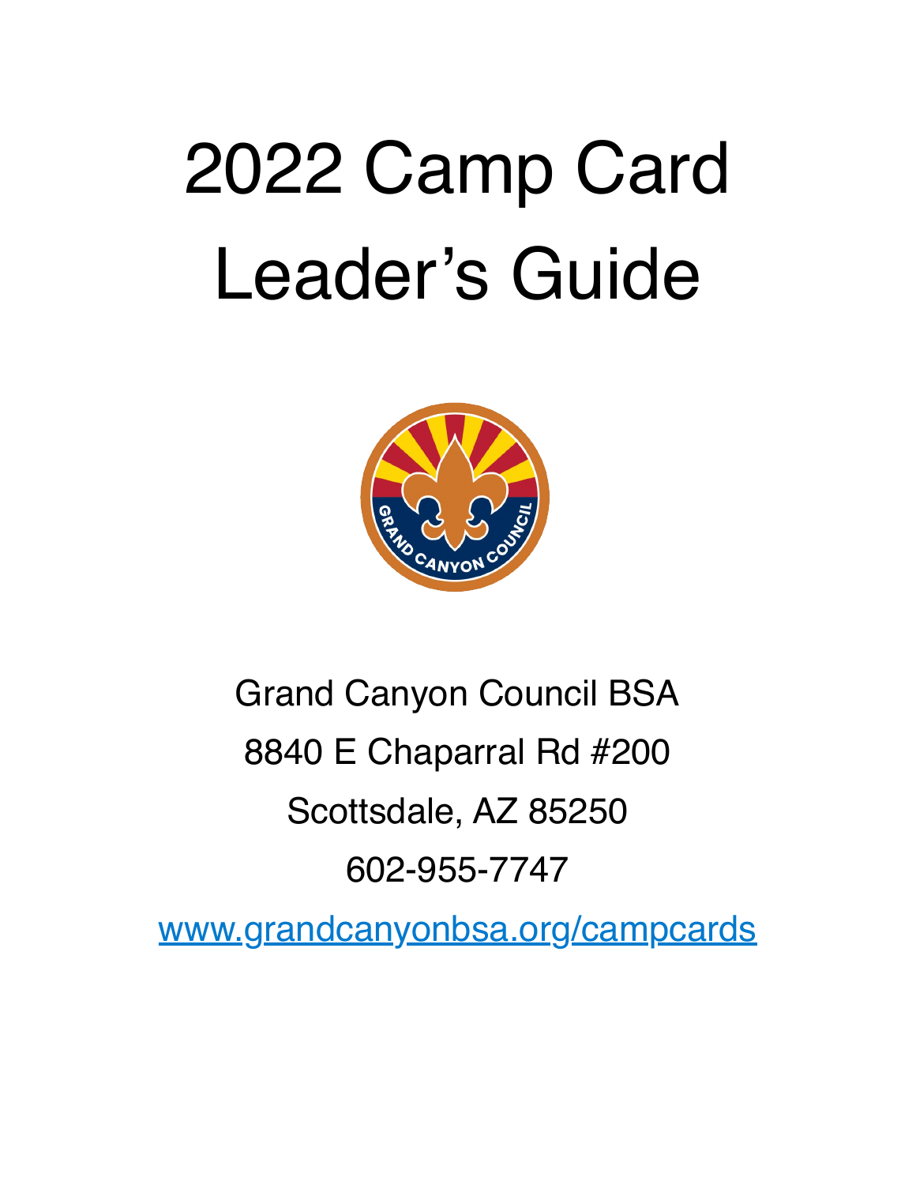# 2022 Camp Card Leader's Guide

Grand Canyon Council BSA

8840 E Chaparral Rd #200

Scottsdale, AZ 85250

602-955-7747

www.grandcanyonbsa.org/campcards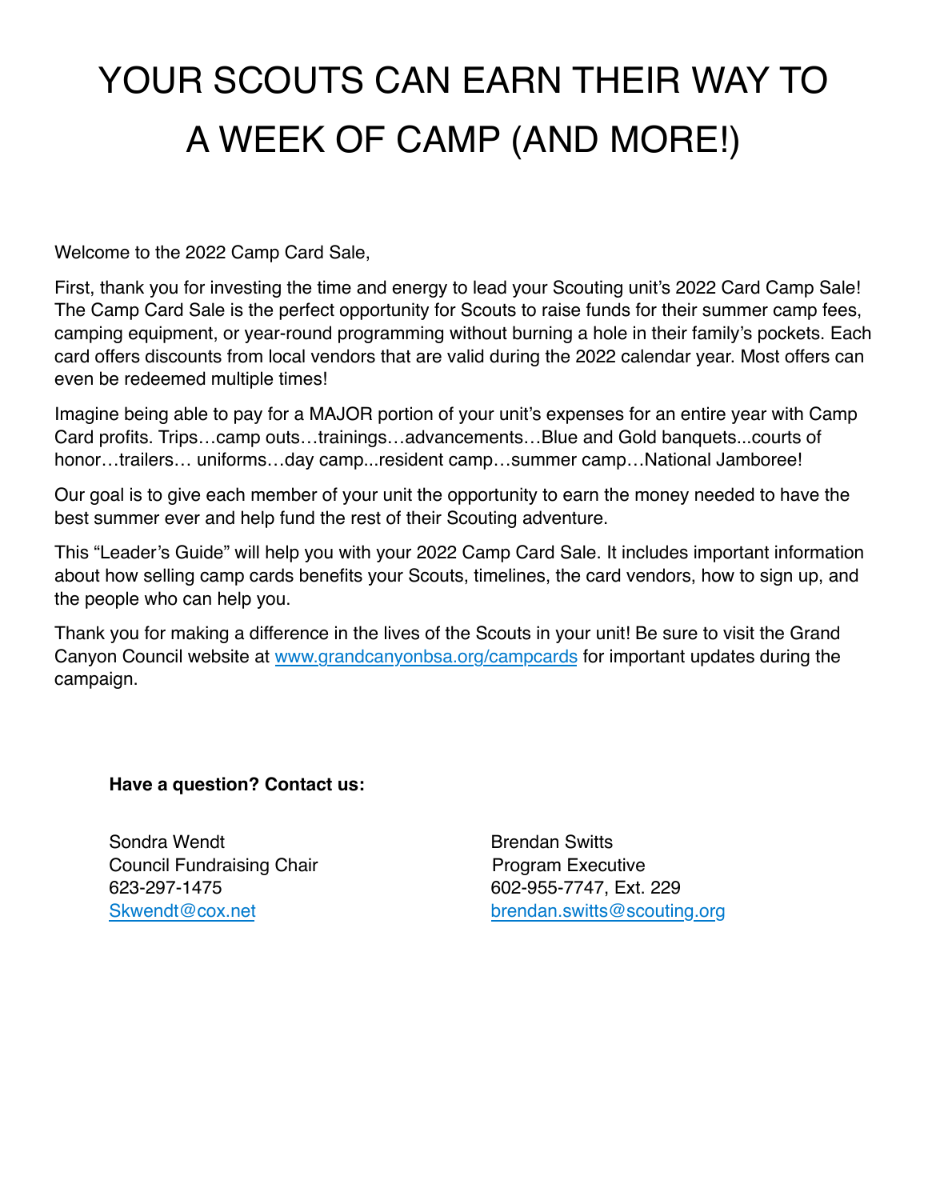# YOUR SCOUTS CAN EARN THEIR WAY TO A WEEK OF CAMP (AND MORE!)

Welcome to the 2022 Camp Card Sale,

First, thank you for investing the time and energy to lead your Scouting unit's 2022 Card Camp Sale! The Camp Card Sale is the perfect opportunity for Scouts to raise funds for their summer camp fees, camping equipment, or year-round programming without burning a hole in their family's pockets. Each card offers discounts from local vendors that are valid during the 2022 calendar year. Most offers can even be redeemed multiple times!

Imagine being able to pay for a MAJOR portion of your unit's expenses for an entire year with Camp Card profits. Trips…camp outs…trainings…advancements…Blue and Gold banquets...courts of honor…trailers… uniforms…day camp...resident camp…summer camp…National Jamboree!

Our goal is to give each member of your unit the opportunity to earn the money needed to have the best summer ever and help fund the rest of their Scouting adventure.

This "Leader's Guide" will help you with your 2022 Camp Card Sale. It includes important information about how selling camp cards benefits your Scouts, timelines, the card vendors, how to sign up, and the people who can help you.

Thank you for making a difference in the lives of the Scouts in your unit! Be sure to visit the Grand Canyon Council website at www.grandcanyonbsa.org/campcards for important updates during the campaign.

**Have a question? Contact us:**

Sondra Wendt
Council Fundraising Chair
623-297-1475
Skwendt@cox.net

Brendan Switts
Program Executive
602-955-7747, Ext. 229
brendan.switts@scouting.org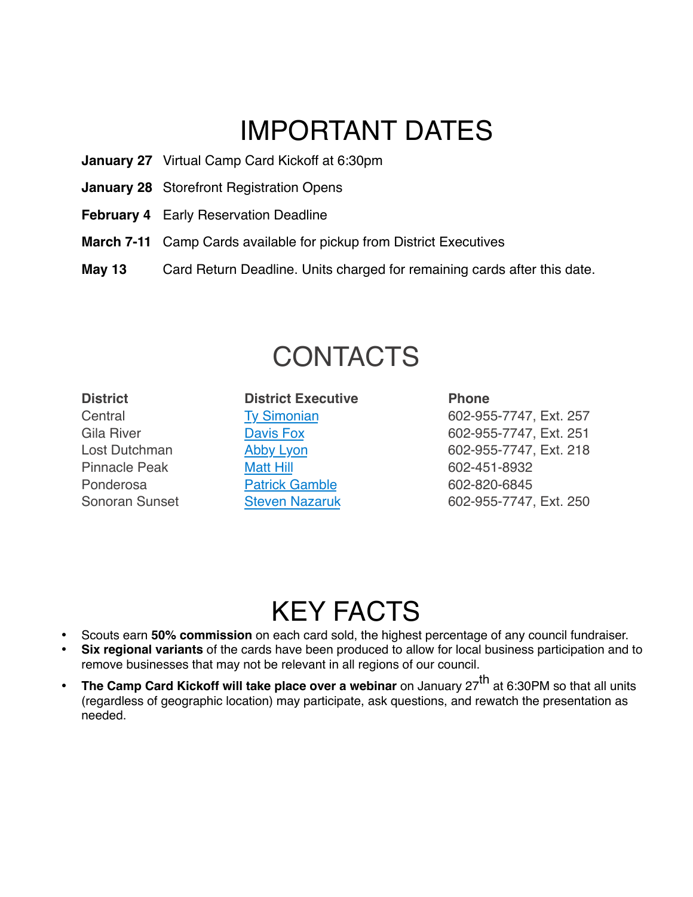# IMPORTANT DATES

**January 27** Virtual Camp Card Kickoff at 6:30pm

**January 28** Storefront Registration Opens

**February 4** Early Reservation Deadline

**March 7-11** Camp Cards available for pickup from District Executives

**May 13** Card Return Deadline. Units charged for remaining cards after this date.

# CONTACTS

| District | District Executive | Phone |
|---|---|---|
| Central | Ty Simonian | 602-955-7747, Ext. 257 |
| Gila River | Davis Fox | 602-955-7747, Ext. 251 |
| Lost Dutchman | Abby Lyon | 602-955-7747, Ext. 218 |
| Pinnacle Peak | Matt Hill | 602-451-8932 |
| Ponderosa | Patrick Gamble | 602-820-6845 |
| Sonoran Sunset | Steven Nazaruk | 602-955-7747, Ext. 250 |

# KEY FACTS

- Scouts earn **50% commission** on each card sold, the highest percentage of any council fundraiser.
- **Six regional variants** of the cards have been produced to allow for local business participation and to remove businesses that may not be relevant in all regions of our council.
- **The Camp Card Kickoff will take place over a webinar** on January 27th at 6:30PM so that all units (regardless of geographic location) may participate, ask questions, and rewatch the presentation as needed.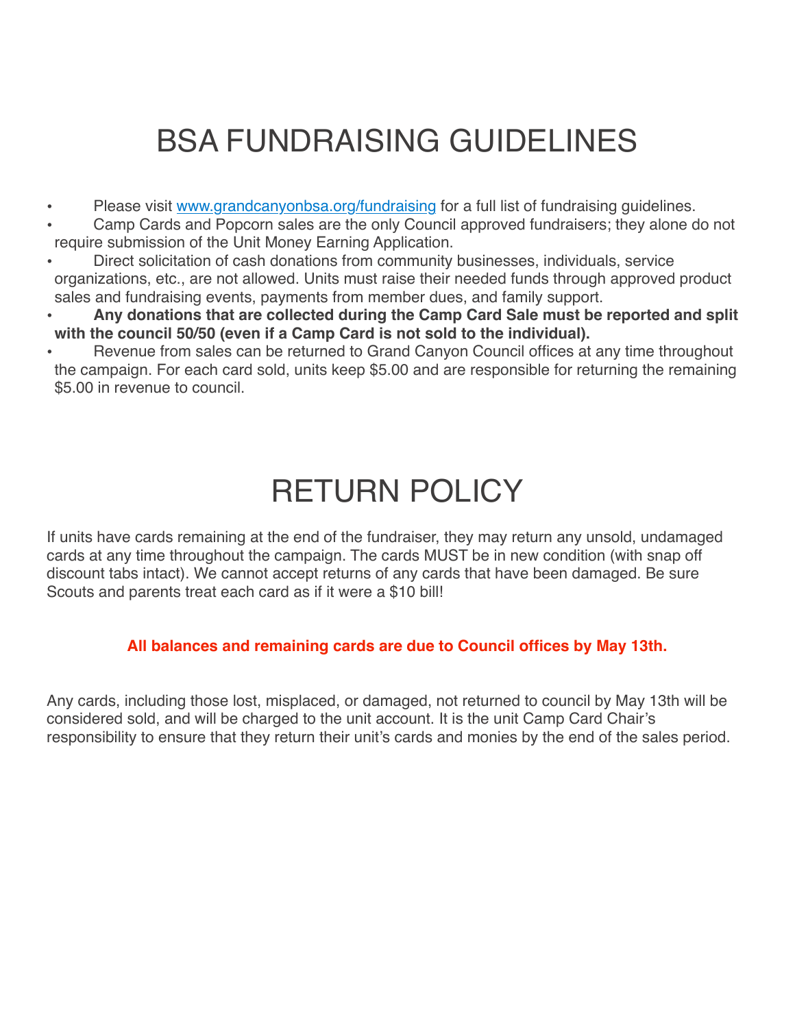# BSA FUNDRAISING GUIDELINES

- Please visit [www.grandcanyonbsa.org/fundraising](http://www.grandcanyonbsa.org/fundraising) for a full list of fundraising guidelines.
- Camp Cards and Popcorn sales are the only Council approved fundraisers; they alone do not require submission of the Unit Money Earning Application.
- Direct solicitation of cash donations from community businesses, individuals, service organizations, etc., are not allowed. Units must raise their needed funds through approved product sales and fundraising events, payments from member dues, and family support.
- **Any donations that are collected during the Camp Card Sale must be reported and split with the council 50/50 (even if a Camp Card is not sold to the individual).**
- Revenue from sales can be returned to Grand Canyon Council offices at any time throughout the campaign. For each card sold, units keep $5.00 and are responsible for returning the remaining $5.00 in revenue to council.

# RETURN POLICY

If units have cards remaining at the end of the fundraiser, they may return any unsold, undamaged cards at any time throughout the campaign. The cards MUST be in new condition (with snap off discount tabs intact). We cannot accept returns of any cards that have been damaged. Be sure Scouts and parents treat each card as if it were a $10 bill!

**All balances and remaining cards are due to Council offices by May 13th.**

Any cards, including those lost, misplaced, or damaged, not returned to council by May 13th will be considered sold, and will be charged to the unit account. It is the unit Camp Card Chair's responsibility to ensure that they return their unit's cards and monies by the end of the sales period.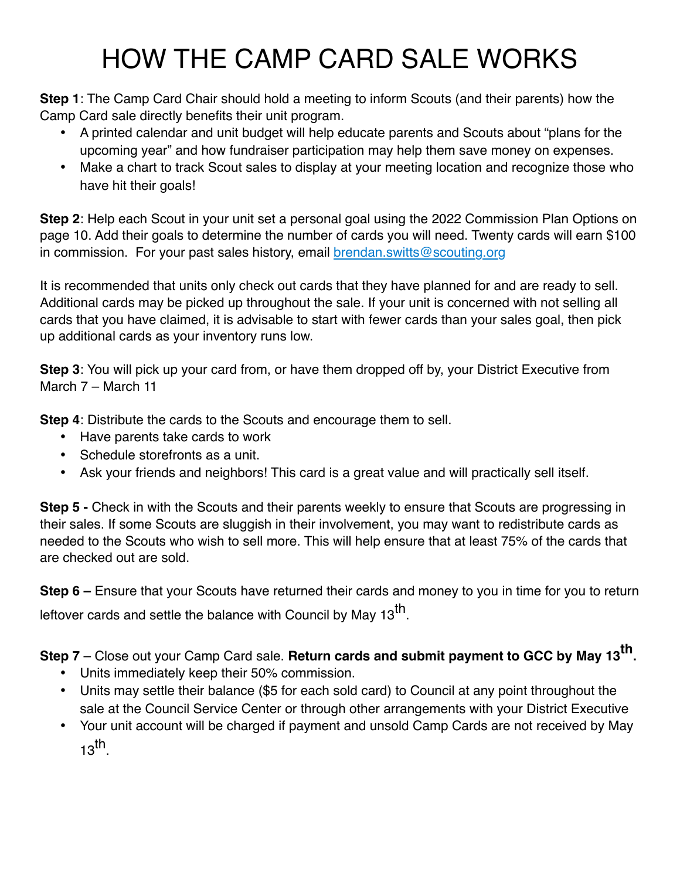# HOW THE CAMP CARD SALE WORKS

**Step 1**: The Camp Card Chair should hold a meeting to inform Scouts (and their parents) how the Camp Card sale directly benefits their unit program.

- A printed calendar and unit budget will help educate parents and Scouts about "plans for the upcoming year" and how fundraiser participation may help them save money on expenses.
- Make a chart to track Scout sales to display at your meeting location and recognize those who have hit their goals!

**Step 2**: Help each Scout in your unit set a personal goal using the 2022 Commission Plan Options on page 10. Add their goals to determine the number of cards you will need. Twenty cards will earn $100 in commission. For your past sales history, email brendan.switts@scouting.org

It is recommended that units only check out cards that they have planned for and are ready to sell. Additional cards may be picked up throughout the sale. If your unit is concerned with not selling all cards that you have claimed, it is advisable to start with fewer cards than your sales goal, then pick up additional cards as your inventory runs low.

**Step 3**: You will pick up your card from, or have them dropped off by, your District Executive from March 7 – March 11

**Step 4**: Distribute the cards to the Scouts and encourage them to sell.

- Have parents take cards to work
- Schedule storefronts as a unit.
- Ask your friends and neighbors! This card is a great value and will practically sell itself.

**Step 5 -** Check in with the Scouts and their parents weekly to ensure that Scouts are progressing in their sales. If some Scouts are sluggish in their involvement, you may want to redistribute cards as needed to the Scouts who wish to sell more. This will help ensure that at least 75% of the cards that are checked out are sold.

**Step 6 –** Ensure that your Scouts have returned their cards and money to you in time for you to return leftover cards and settle the balance with Council by May 13th.

**Step 7** – Close out your Camp Card sale. **Return cards and submit payment to GCC by May 13th.**

- Units immediately keep their 50% commission.
- Units may settle their balance ($5 for each sold card) to Council at any point throughout the sale at the Council Service Center or through other arrangements with your District Executive
- Your unit account will be charged if payment and unsold Camp Cards are not received by May 13th.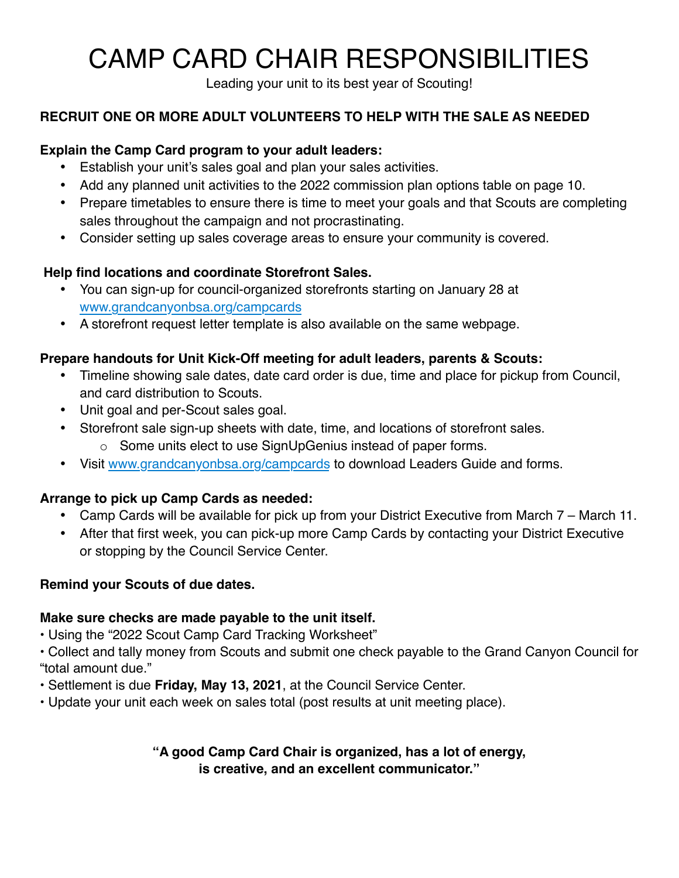# CAMP CARD CHAIR RESPONSIBILITIES

Leading your unit to its best year of Scouting!

**RECRUIT ONE OR MORE ADULT VOLUNTEERS TO HELP WITH THE SALE AS NEEDED**

**Explain the Camp Card program to your adult leaders:**

- Establish your unit's sales goal and plan your sales activities.
- Add any planned unit activities to the 2022 commission plan options table on page 10.
- Prepare timetables to ensure there is time to meet your goals and that Scouts are completing sales throughout the campaign and not procrastinating.
- Consider setting up sales coverage areas to ensure your community is covered.

**Help find locations and coordinate Storefront Sales.**

- You can sign-up for council-organized storefronts starting on January 28 at www.grandcanyonbsa.org/campcards
- A storefront request letter template is also available on the same webpage.

**Prepare handouts for Unit Kick-Off meeting for adult leaders, parents & Scouts:**

- Timeline showing sale dates, date card order is due, time and place for pickup from Council, and card distribution to Scouts.
- Unit goal and per-Scout sales goal.
- Storefront sale sign-up sheets with date, time, and locations of storefront sales.
  - Some units elect to use SignUpGenius instead of paper forms.
- Visit www.grandcanyonbsa.org/campcards to download Leaders Guide and forms.

**Arrange to pick up Camp Cards as needed:**

- Camp Cards will be available for pick up from your District Executive from March 7 – March 11.
- After that first week, you can pick-up more Camp Cards by contacting your District Executive or stopping by the Council Service Center.

**Remind your Scouts of due dates.**

**Make sure checks are made payable to the unit itself.**

- Using the "2022 Scout Camp Card Tracking Worksheet"
- Collect and tally money from Scouts and submit one check payable to the Grand Canyon Council for "total amount due."
- Settlement is due **Friday, May 13, 2021**, at the Council Service Center.
- Update your unit each week on sales total (post results at unit meeting place).

**"A good Camp Card Chair is organized, has a lot of energy, is creative, and an excellent communicator."**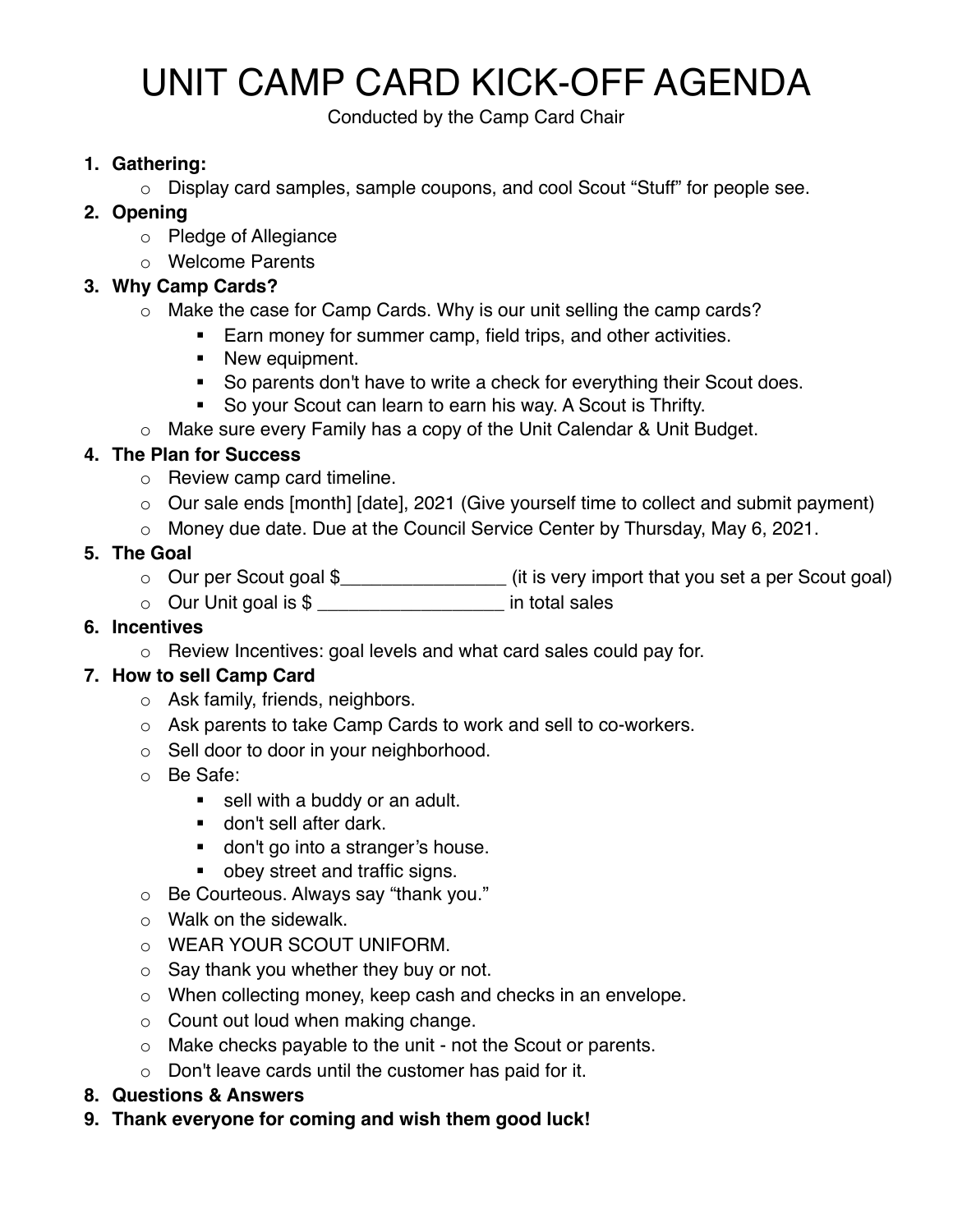# UNIT CAMP CARD KICK-OFF AGENDA

Conducted by the Camp Card Chair

1. **Gathering:**
   - Display card samples, sample coupons, and cool Scout "Stuff" for people see.
2. **Opening**
   - Pledge of Allegiance
   - Welcome Parents
3. **Why Camp Cards?**
   - Make the case for Camp Cards. Why is our unit selling the camp cards?
     - Earn money for summer camp, field trips, and other activities.
     - New equipment.
     - So parents don't have to write a check for everything their Scout does.
     - So your Scout can learn to earn his way. A Scout is Thrifty.
   - Make sure every Family has a copy of the Unit Calendar & Unit Budget.
4. **The Plan for Success**
   - Review camp card timeline.
   - Our sale ends [month] [date], 2021 (Give yourself time to collect and submit payment)
   - Money due date. Due at the Council Service Center by Thursday, May 6, 2021.
5. **The Goal**
   - Our per Scout goal $________________ (it is very import that you set a per Scout goal)
   - Our Unit goal is $ __________________ in total sales
6. **Incentives**
   - Review Incentives: goal levels and what card sales could pay for.
7. **How to sell Camp Card**
   - Ask family, friends, neighbors.
   - Ask parents to take Camp Cards to work and sell to co-workers.
   - Sell door to door in your neighborhood.
   - Be Safe:
     - sell with a buddy or an adult.
     - don't sell after dark.
     - don't go into a stranger's house.
     - obey street and traffic signs.
   - Be Courteous. Always say "thank you."
   - Walk on the sidewalk.
   - WEAR YOUR SCOUT UNIFORM.
   - Say thank you whether they buy or not.
   - When collecting money, keep cash and checks in an envelope.
   - Count out loud when making change.
   - Make checks payable to the unit - not the Scout or parents.
   - Don't leave cards until the customer has paid for it.
8. **Questions & Answers**
9. **Thank everyone for coming and wish them good luck!**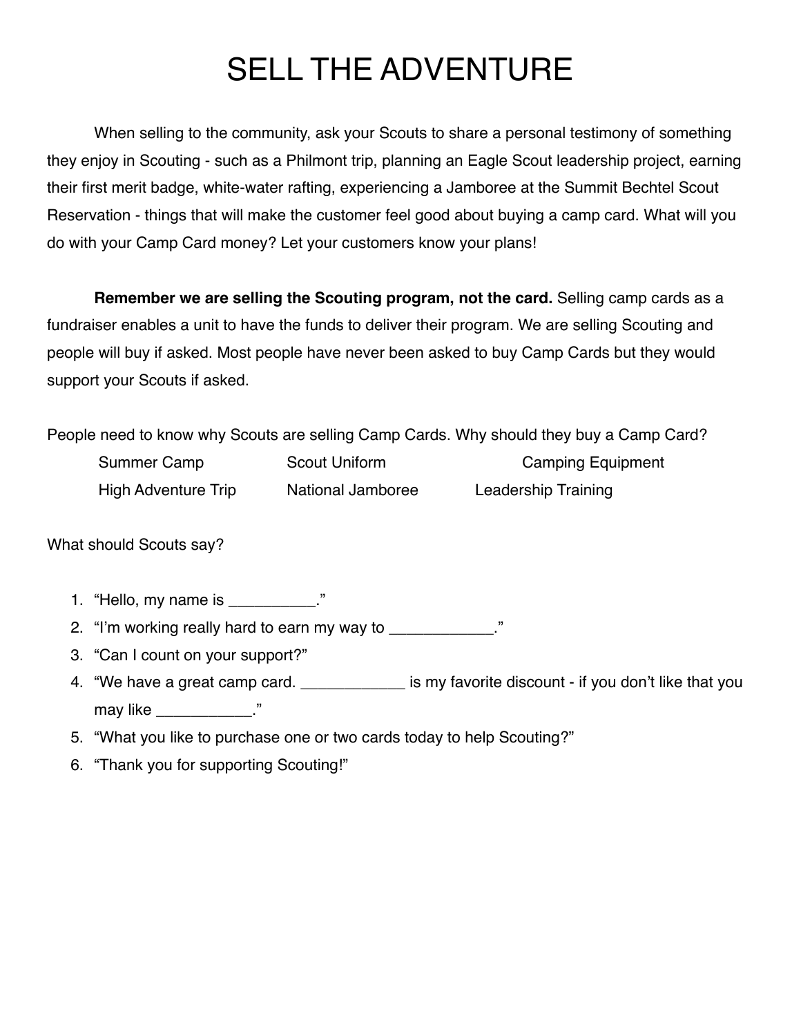# SELL THE ADVENTURE

When selling to the community, ask your Scouts to share a personal testimony of something they enjoy in Scouting - such as a Philmont trip, planning an Eagle Scout leadership project, earning their first merit badge, white-water rafting, experiencing a Jamboree at the Summit Bechtel Scout Reservation - things that will make the customer feel good about buying a camp card. What will you do with your Camp Card money? Let your customers know your plans!

**Remember we are selling the Scouting program, not the card.** Selling camp cards as a fundraiser enables a unit to have the funds to deliver their program. We are selling Scouting and people will buy if asked. Most people have never been asked to buy Camp Cards but they would support your Scouts if asked.

People need to know why Scouts are selling Camp Cards. Why should they buy a Camp Card?

| | | |
|---|---|---|
| Summer Camp | Scout Uniform | Camping Equipment |
| High Adventure Trip | National Jamboree | Leadership Training |

What should Scouts say?

1. “Hello, my name is __________.”
2. “I’m working really hard to earn my way to ____________.”
3. “Can I count on your support?”
4. “We have a great camp card. ____________ is my favorite discount - if you don’t like that you may like ___________.”
5. “What you like to purchase one or two cards today to help Scouting?”
6. “Thank you for supporting Scouting!”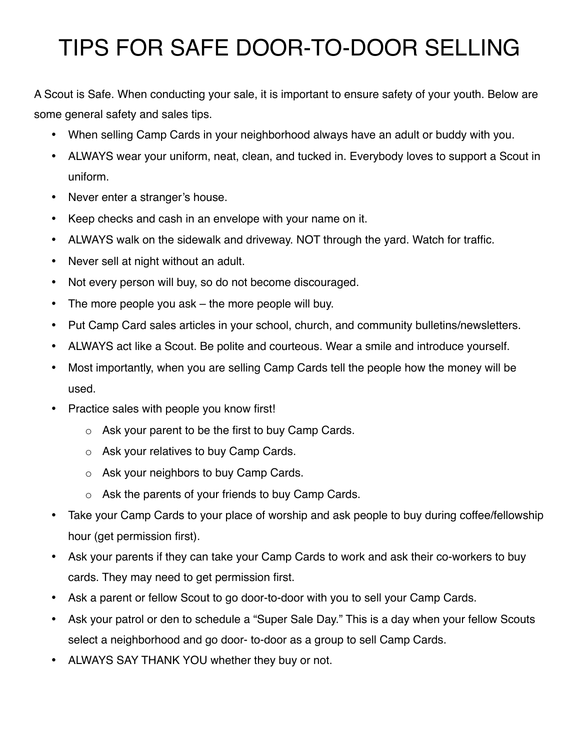# TIPS FOR SAFE DOOR-TO-DOOR SELLING

A Scout is Safe. When conducting your sale, it is important to ensure safety of your youth. Below are some general safety and sales tips.

- When selling Camp Cards in your neighborhood always have an adult or buddy with you.
- ALWAYS wear your uniform, neat, clean, and tucked in. Everybody loves to support a Scout in uniform.
- Never enter a stranger's house.
- Keep checks and cash in an envelope with your name on it.
- ALWAYS walk on the sidewalk and driveway. NOT through the yard. Watch for traffic.
- Never sell at night without an adult.
- Not every person will buy, so do not become discouraged.
- The more people you ask – the more people will buy.
- Put Camp Card sales articles in your school, church, and community bulletins/newsletters.
- ALWAYS act like a Scout. Be polite and courteous. Wear a smile and introduce yourself.
- Most importantly, when you are selling Camp Cards tell the people how the money will be used.
- Practice sales with people you know first!
  - Ask your parent to be the first to buy Camp Cards.
  - Ask your relatives to buy Camp Cards.
  - Ask your neighbors to buy Camp Cards.
  - Ask the parents of your friends to buy Camp Cards.
- Take your Camp Cards to your place of worship and ask people to buy during coffee/fellowship hour (get permission first).
- Ask your parents if they can take your Camp Cards to work and ask their co-workers to buy cards. They may need to get permission first.
- Ask a parent or fellow Scout to go door-to-door with you to sell your Camp Cards.
- Ask your patrol or den to schedule a "Super Sale Day." This is a day when your fellow Scouts select a neighborhood and go door- to-door as a group to sell Camp Cards.
- ALWAYS SAY THANK YOU whether they buy or not.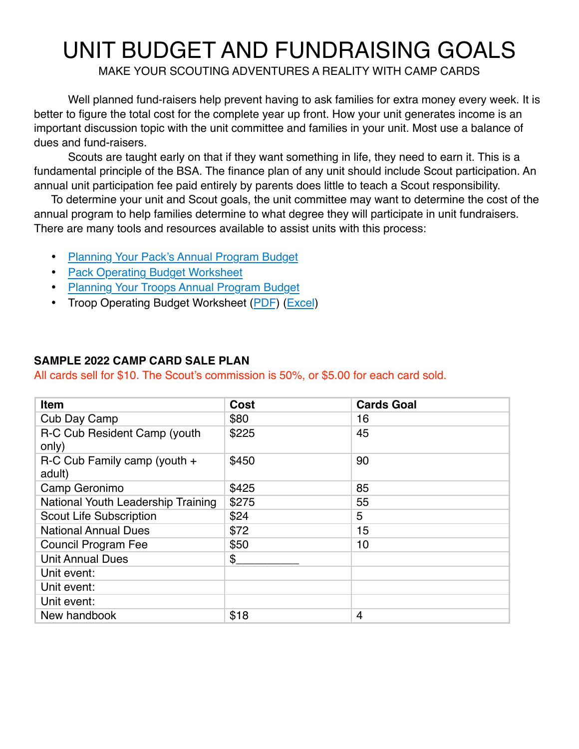# UNIT BUDGET AND FUNDRAISING GOALS

MAKE YOUR SCOUTING ADVENTURES A REALITY WITH CAMP CARDS

Well planned fund-raisers help prevent having to ask families for extra money every week. It is better to figure the total cost for the complete year up front. How your unit generates income is an important discussion topic with the unit committee and families in your unit. Most use a balance of dues and fund-raisers.

Scouts are taught early on that if they want something in life, they need to earn it. This is a fundamental principle of the BSA. The finance plan of any unit should include Scout participation. An annual unit participation fee paid entirely by parents does little to teach a Scout responsibility.

To determine your unit and Scout goals, the unit committee may want to determine the cost of the annual program to help families determine to what degree they will participate in unit fundraisers. There are many tools and resources available to assist units with this process:

- Planning Your Pack's Annual Program Budget
- Pack Operating Budget Worksheet
- Planning Your Troops Annual Program Budget
- Troop Operating Budget Worksheet (PDF) (Excel)

**SAMPLE 2022 CAMP CARD SALE PLAN**

All cards sell for $10. The Scout's commission is 50%, or $5.00 for each card sold.

| Item | Cost | Cards Goal |
|---|---|---|
| Cub Day Camp | $80 | 16 |
| R-C Cub Resident Camp (youth only) | $225 | 45 |
| R-C Cub Family camp (youth + adult) | $450 | 90 |
| Camp Geronimo | $425 | 85 |
| National Youth Leadership Training | $275 | 55 |
| Scout Life Subscription | $24 | 5 |
| National Annual Dues | $72 | 15 |
| Council Program Fee | $50 | 10 |
| Unit Annual Dues | $__________ | |
| Unit event: | | |
| Unit event: | | |
| Unit event: | | |
| New handbook | $18 | 4 |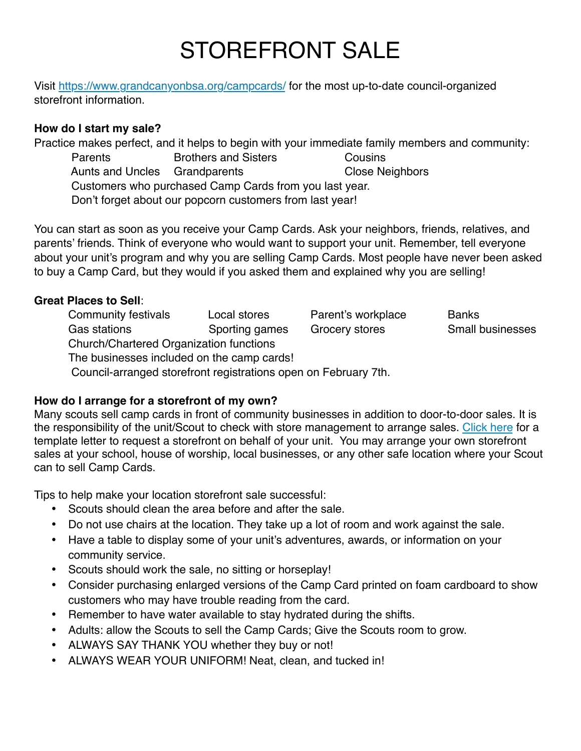# STOREFRONT SALE

Visit [https://www.grandcanyonbsa.org/campcards/](https://www.grandcanyonbsa.org/campcards/) for the most up-to-date council-organized storefront information.

**How do I start my sale?**

Practice makes perfect, and it helps to begin with your immediate family members and community:

| | | |
|---|---|---|
| Parents | Brothers and Sisters | Cousins |
| Aunts and Uncles | Grandparents | Close Neighbors |

Customers who purchased Camp Cards from you last year.
Don't forget about our popcorn customers from last year!

You can start as soon as you receive your Camp Cards. Ask your neighbors, friends, relatives, and parents' friends. Think of everyone who would want to support your unit. Remember, tell everyone about your unit's program and why you are selling Camp Cards. Most people have never been asked to buy a Camp Card, but they would if you asked them and explained why you are selling!

**Great Places to Sell**:

| | | | |
|---|---|---|---|
| Community festivals | Local stores | Parent's workplace | Banks |
| Gas stations | Sporting games | Grocery stores | Small businesses |

Church/Chartered Organization functions
The businesses included on the camp cards!
Council-arranged storefront registrations open on February 7th.

**How do I arrange for a storefront of my own?**

Many scouts sell camp cards in front of community businesses in addition to door-to-door sales. It is the responsibility of the unit/Scout to check with store management to arrange sales. Click here for a template letter to request a storefront on behalf of your unit. You may arrange your own storefront sales at your school, house of worship, local businesses, or any other safe location where your Scout can to sell Camp Cards.

Tips to help make your location storefront sale successful:

- Scouts should clean the area before and after the sale.
- Do not use chairs at the location. They take up a lot of room and work against the sale.
- Have a table to display some of your unit's adventures, awards, or information on your community service.
- Scouts should work the sale, no sitting or horseplay!
- Consider purchasing enlarged versions of the Camp Card printed on foam cardboard to show customers who may have trouble reading from the card.
- Remember to have water available to stay hydrated during the shifts.
- Adults: allow the Scouts to sell the Camp Cards; Give the Scouts room to grow.
- ALWAYS SAY THANK YOU whether they buy or not!
- ALWAYS WEAR YOUR UNIFORM! Neat, clean, and tucked in!